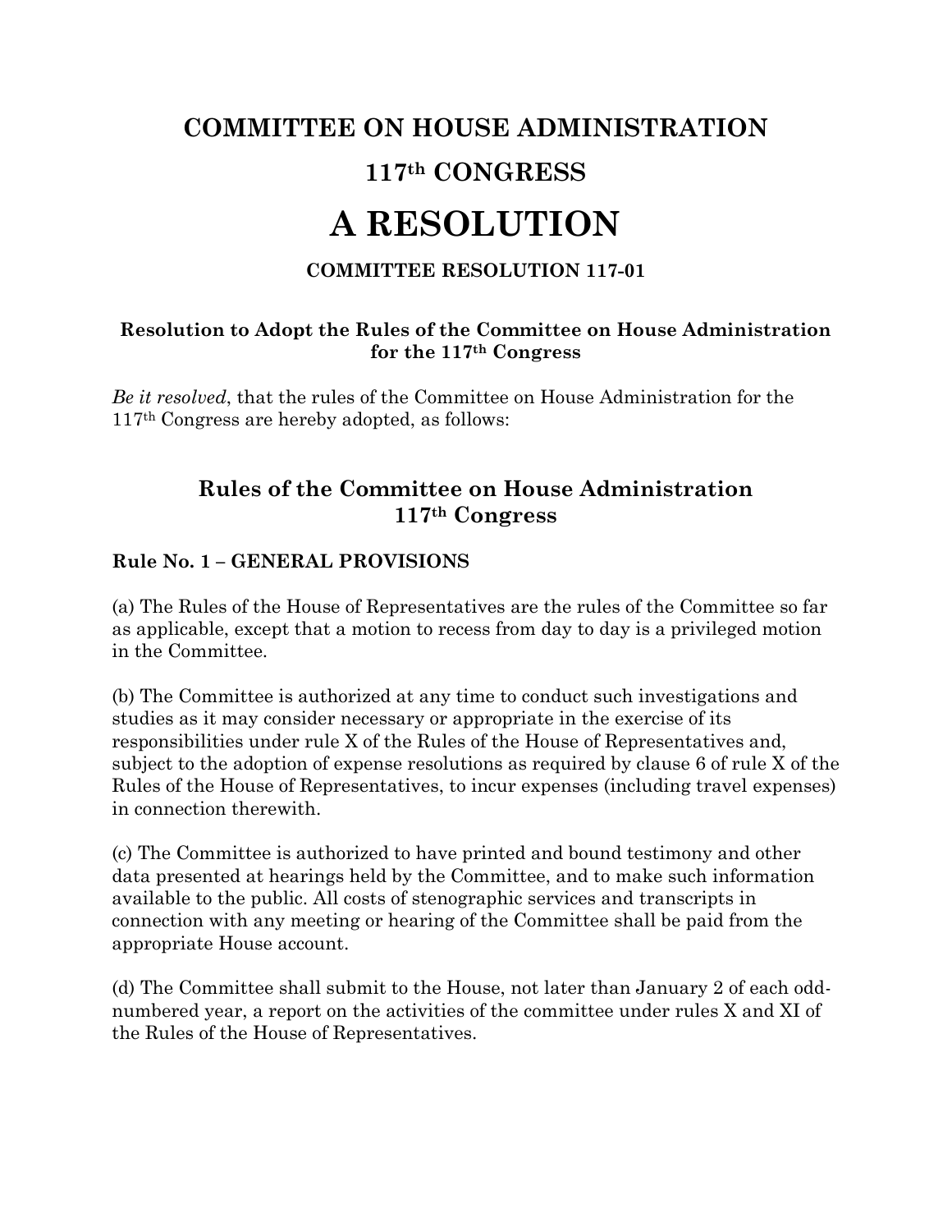# COMMITTEE ON HOUSE ADMINISTRATION

# 117th CONGRESS

# A RESOLUTION

### COMMITTEE RESOLUTION 117-01

**Resolution to Adopt the Rules of the Committee on House Administration for the 117th Congress**

*Be it resolved*, that the rules of the Committee on House Administration for the 117th Congress are hereby adopted, as follows:

## Rules of the Committee on House Administration 117th Congress

### Rule No. 1 – GENERAL PROVISIONS

(a) The Rules of the House of Representatives are the rules of the Committee so far as applicable, except that a motion to recess from day to day is a privileged motion in the Committee.

(b) The Committee is authorized at any time to conduct such investigations and studies as it may consider necessary or appropriate in the exercise of its responsibilities under rule X of the Rules of the House of Representatives and, subject to the adoption of expense resolutions as required by clause 6 of rule X of the Rules of the House of Representatives, to incur expenses (including travel expenses) in connection therewith.

(c) The Committee is authorized to have printed and bound testimony and other data presented at hearings held by the Committee, and to make such information available to the public. All costs of stenographic services and transcripts in connection with any meeting or hearing of the Committee shall be paid from the appropriate House account.

(d) The Committee shall submit to the House, not later than January 2 of each odd-numbered year, a report on the activities of the committee under rules X and XI of the Rules of the House of Representatives.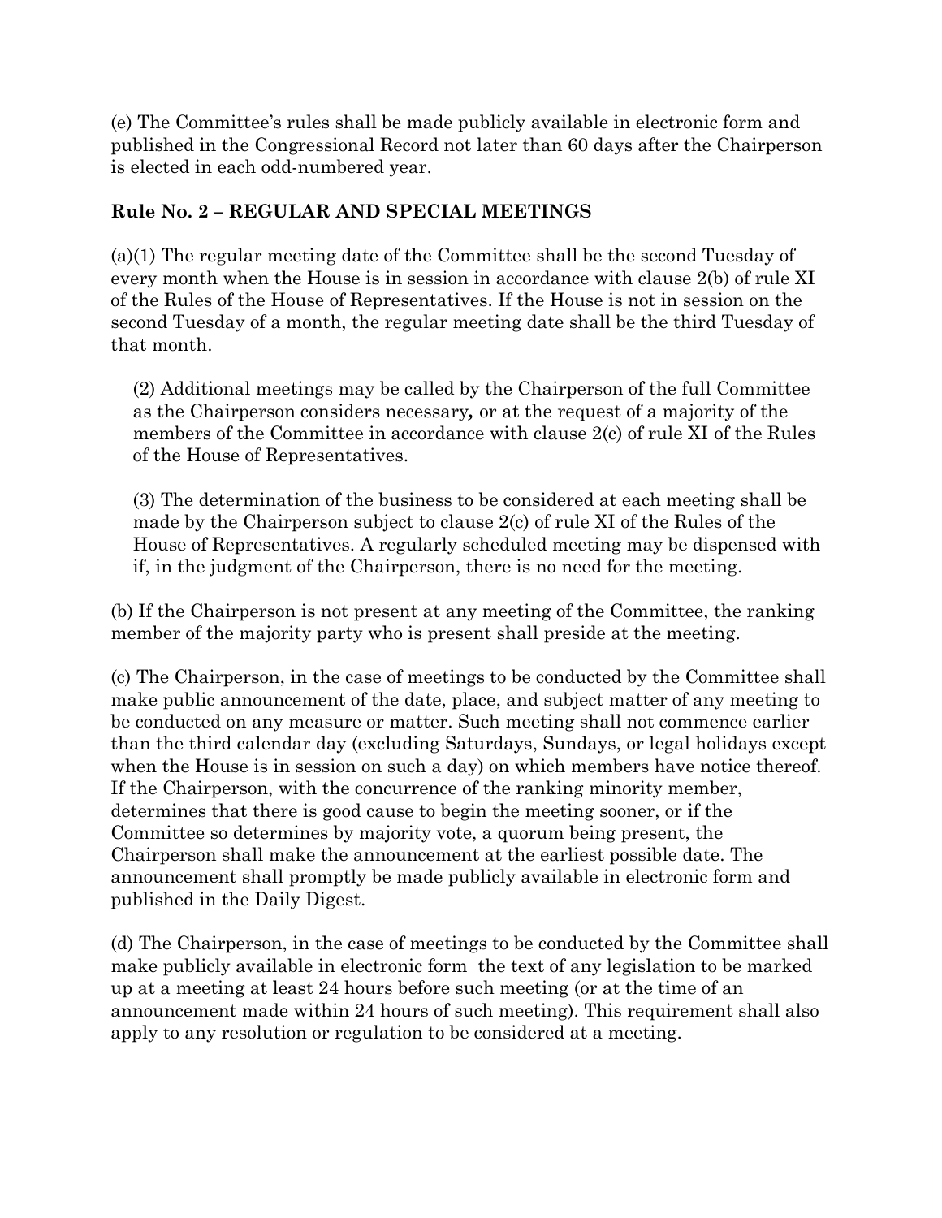(e) The Committee's rules shall be made publicly available in electronic form and published in the Congressional Record not later than 60 days after the Chairperson is elected in each odd-numbered year.

### Rule No. 2 – REGULAR AND SPECIAL MEETINGS

(a)(1) The regular meeting date of the Committee shall be the second Tuesday of every month when the House is in session in accordance with clause 2(b) of rule XI of the Rules of the House of Representatives. If the House is not in session on the second Tuesday of a month, the regular meeting date shall be the third Tuesday of that month.

(2) Additional meetings may be called by the Chairperson of the full Committee as the Chairperson considers necessary**,** or at the request of a majority of the members of the Committee in accordance with clause 2(c) of rule XI of the Rules of the House of Representatives.

(3) The determination of the business to be considered at each meeting shall be made by the Chairperson subject to clause 2(c) of rule XI of the Rules of the House of Representatives. A regularly scheduled meeting may be dispensed with if, in the judgment of the Chairperson, there is no need for the meeting.

(b) If the Chairperson is not present at any meeting of the Committee, the ranking member of the majority party who is present shall preside at the meeting.

(c) The Chairperson, in the case of meetings to be conducted by the Committee shall make public announcement of the date, place, and subject matter of any meeting to be conducted on any measure or matter. Such meeting shall not commence earlier than the third calendar day (excluding Saturdays, Sundays, or legal holidays except when the House is in session on such a day) on which members have notice thereof. If the Chairperson, with the concurrence of the ranking minority member, determines that there is good cause to begin the meeting sooner, or if the Committee so determines by majority vote, a quorum being present, the Chairperson shall make the announcement at the earliest possible date. The announcement shall promptly be made publicly available in electronic form and published in the Daily Digest.

(d) The Chairperson, in the case of meetings to be conducted by the Committee shall make publicly available in electronic form the text of any legislation to be marked up at a meeting at least 24 hours before such meeting (or at the time of an announcement made within 24 hours of such meeting). This requirement shall also apply to any resolution or regulation to be considered at a meeting.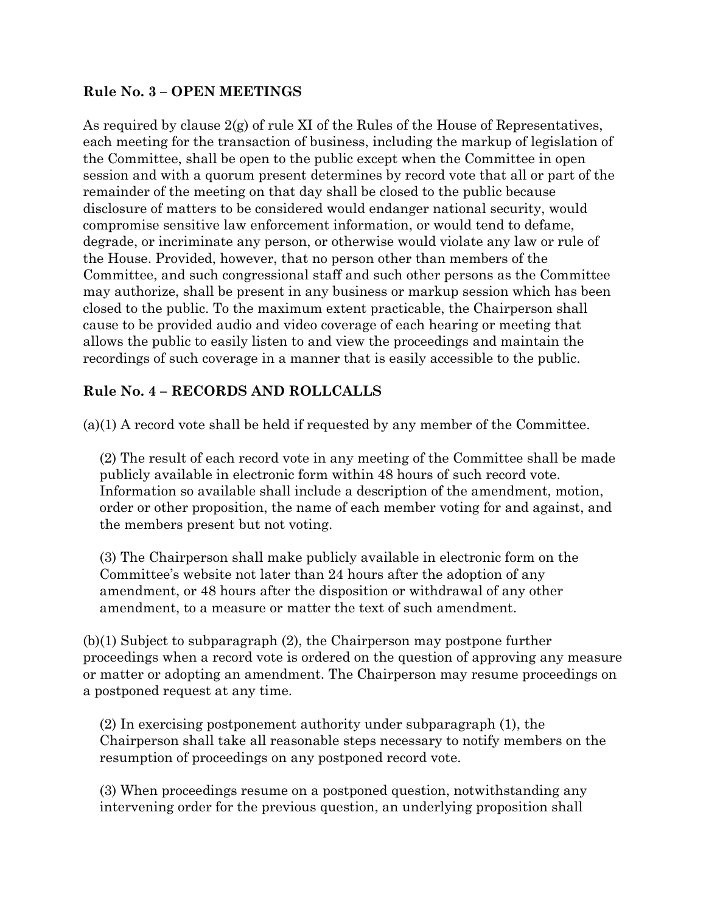**Rule No. 3 – OPEN MEETINGS**

As required by clause 2(g) of rule XI of the Rules of the House of Representatives, each meeting for the transaction of business, including the markup of legislation of the Committee, shall be open to the public except when the Committee in open session and with a quorum present determines by record vote that all or part of the remainder of the meeting on that day shall be closed to the public because disclosure of matters to be considered would endanger national security, would compromise sensitive law enforcement information, or would tend to defame, degrade, or incriminate any person, or otherwise would violate any law or rule of the House. Provided, however, that no person other than members of the Committee, and such congressional staff and such other persons as the Committee may authorize, shall be present in any business or markup session which has been closed to the public. To the maximum extent practicable, the Chairperson shall cause to be provided audio and video coverage of each hearing or meeting that allows the public to easily listen to and view the proceedings and maintain the recordings of such coverage in a manner that is easily accessible to the public.

**Rule No. 4 – RECORDS AND ROLLCALLS**

(a)(1) A record vote shall be held if requested by any member of the Committee.

(2) The result of each record vote in any meeting of the Committee shall be made publicly available in electronic form within 48 hours of such record vote. Information so available shall include a description of the amendment, motion, order or other proposition, the name of each member voting for and against, and the members present but not voting.

(3) The Chairperson shall make publicly available in electronic form on the Committee's website not later than 24 hours after the adoption of any amendment, or 48 hours after the disposition or withdrawal of any other amendment, to a measure or matter the text of such amendment.

(b)(1) Subject to subparagraph (2), the Chairperson may postpone further proceedings when a record vote is ordered on the question of approving any measure or matter or adopting an amendment. The Chairperson may resume proceedings on a postponed request at any time.

(2) In exercising postponement authority under subparagraph (1), the Chairperson shall take all reasonable steps necessary to notify members on the resumption of proceedings on any postponed record vote.

(3) When proceedings resume on a postponed question, notwithstanding any intervening order for the previous question, an underlying proposition shall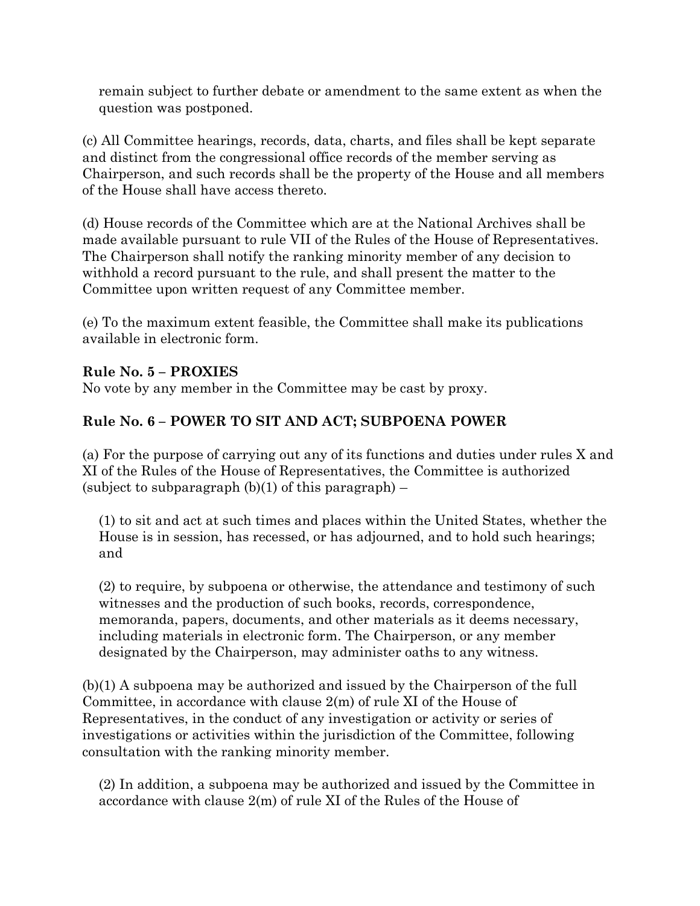remain subject to further debate or amendment to the same extent as when the question was postponed.

(c) All Committee hearings, records, data, charts, and files shall be kept separate and distinct from the congressional office records of the member serving as Chairperson, and such records shall be the property of the House and all members of the House shall have access thereto.

(d) House records of the Committee which are at the National Archives shall be made available pursuant to rule VII of the Rules of the House of Representatives. The Chairperson shall notify the ranking minority member of any decision to withhold a record pursuant to the rule, and shall present the matter to the Committee upon written request of any Committee member.

(e) To the maximum extent feasible, the Committee shall make its publications available in electronic form.

**Rule No. 5 – PROXIES**

No vote by any member in the Committee may be cast by proxy.

**Rule No. 6 – POWER TO SIT AND ACT; SUBPOENA POWER**

(a) For the purpose of carrying out any of its functions and duties under rules X and XI of the Rules of the House of Representatives, the Committee is authorized (subject to subparagraph (b)(1) of this paragraph) –

(1) to sit and act at such times and places within the United States, whether the House is in session, has recessed, or has adjourned, and to hold such hearings; and

(2) to require, by subpoena or otherwise, the attendance and testimony of such witnesses and the production of such books, records, correspondence, memoranda, papers, documents, and other materials as it deems necessary, including materials in electronic form. The Chairperson, or any member designated by the Chairperson, may administer oaths to any witness.

(b)(1) A subpoena may be authorized and issued by the Chairperson of the full Committee, in accordance with clause 2(m) of rule XI of the House of Representatives, in the conduct of any investigation or activity or series of investigations or activities within the jurisdiction of the Committee, following consultation with the ranking minority member.

(2) In addition, a subpoena may be authorized and issued by the Committee in accordance with clause 2(m) of rule XI of the Rules of the House of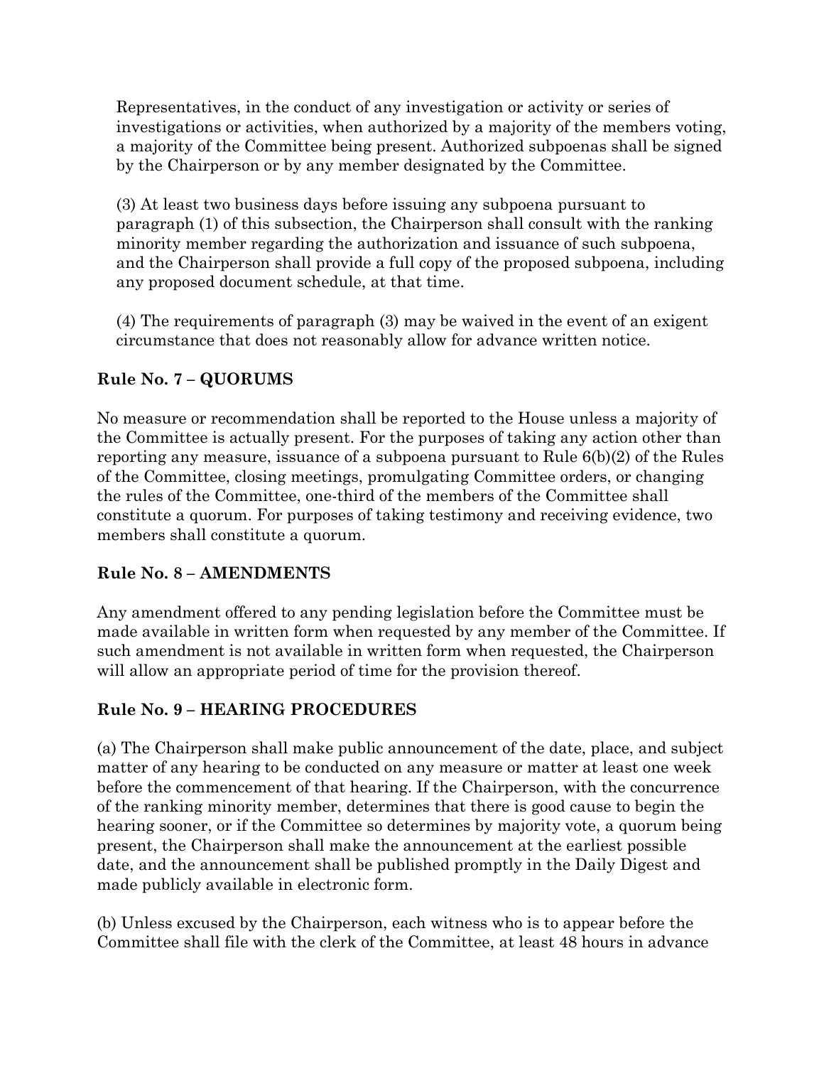Representatives, in the conduct of any investigation or activity or series of investigations or activities, when authorized by a majority of the members voting, a majority of the Committee being present. Authorized subpoenas shall be signed by the Chairperson or by any member designated by the Committee.

(3) At least two business days before issuing any subpoena pursuant to paragraph (1) of this subsection, the Chairperson shall consult with the ranking minority member regarding the authorization and issuance of such subpoena, and the Chairperson shall provide a full copy of the proposed subpoena, including any proposed document schedule, at that time.

(4) The requirements of paragraph (3) may be waived in the event of an exigent circumstance that does not reasonably allow for advance written notice.

### Rule No. 7 – QUORUMS

No measure or recommendation shall be reported to the House unless a majority of the Committee is actually present. For the purposes of taking any action other than reporting any measure, issuance of a subpoena pursuant to Rule 6(b)(2) of the Rules of the Committee, closing meetings, promulgating Committee orders, or changing the rules of the Committee, one-third of the members of the Committee shall constitute a quorum. For purposes of taking testimony and receiving evidence, two members shall constitute a quorum.

### Rule No. 8 – AMENDMENTS

Any amendment offered to any pending legislation before the Committee must be made available in written form when requested by any member of the Committee. If such amendment is not available in written form when requested, the Chairperson will allow an appropriate period of time for the provision thereof.

### Rule No. 9 – HEARING PROCEDURES

(a) The Chairperson shall make public announcement of the date, place, and subject matter of any hearing to be conducted on any measure or matter at least one week before the commencement of that hearing. If the Chairperson, with the concurrence of the ranking minority member, determines that there is good cause to begin the hearing sooner, or if the Committee so determines by majority vote, a quorum being present, the Chairperson shall make the announcement at the earliest possible date, and the announcement shall be published promptly in the Daily Digest and made publicly available in electronic form.

(b) Unless excused by the Chairperson, each witness who is to appear before the Committee shall file with the clerk of the Committee, at least 48 hours in advance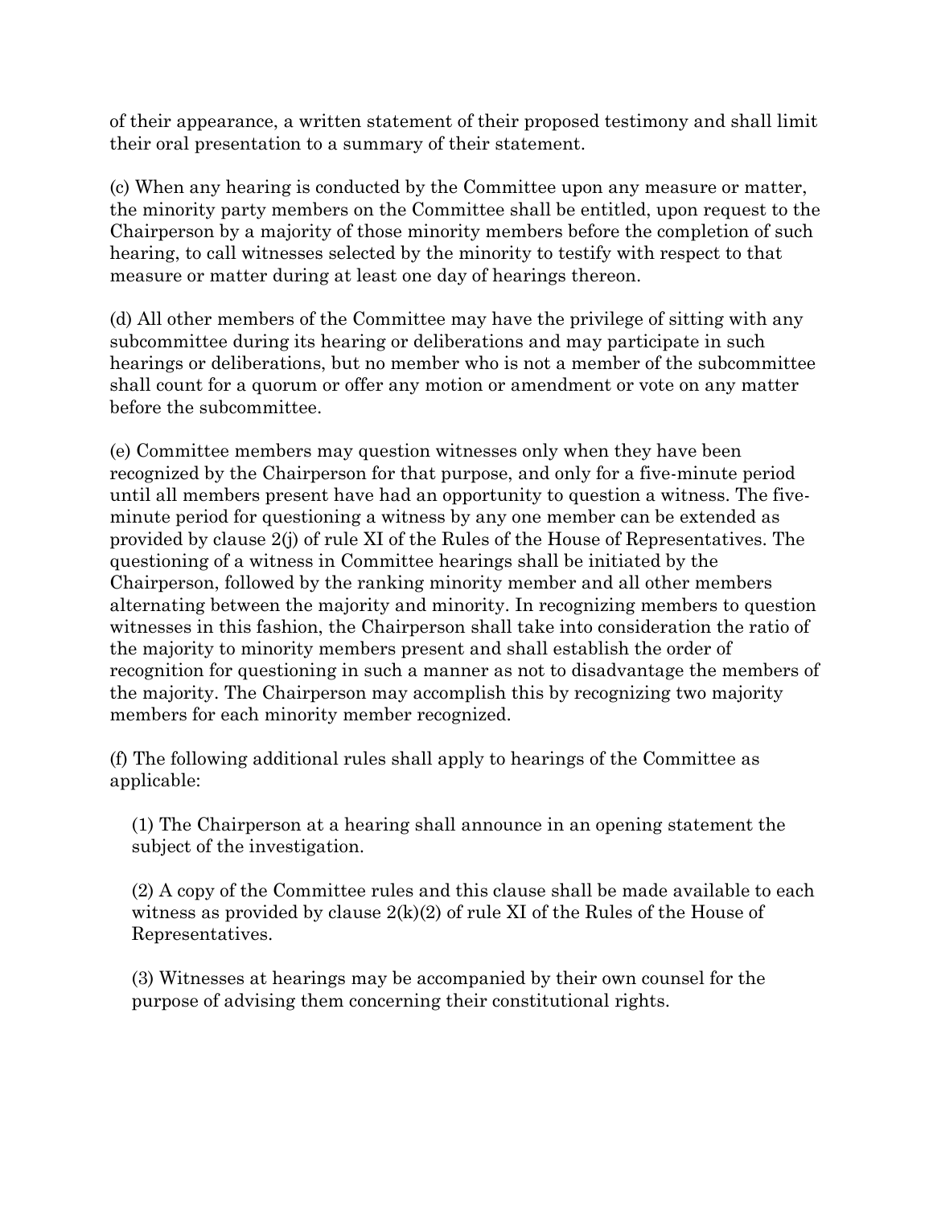of their appearance, a written statement of their proposed testimony and shall limit their oral presentation to a summary of their statement.

(c) When any hearing is conducted by the Committee upon any measure or matter, the minority party members on the Committee shall be entitled, upon request to the Chairperson by a majority of those minority members before the completion of such hearing, to call witnesses selected by the minority to testify with respect to that measure or matter during at least one day of hearings thereon.

(d) All other members of the Committee may have the privilege of sitting with any subcommittee during its hearing or deliberations and may participate in such hearings or deliberations, but no member who is not a member of the subcommittee shall count for a quorum or offer any motion or amendment or vote on any matter before the subcommittee.

(e) Committee members may question witnesses only when they have been recognized by the Chairperson for that purpose, and only for a five-minute period until all members present have had an opportunity to question a witness. The five-minute period for questioning a witness by any one member can be extended as provided by clause 2(j) of rule XI of the Rules of the House of Representatives. The questioning of a witness in Committee hearings shall be initiated by the Chairperson, followed by the ranking minority member and all other members alternating between the majority and minority. In recognizing members to question witnesses in this fashion, the Chairperson shall take into consideration the ratio of the majority to minority members present and shall establish the order of recognition for questioning in such a manner as not to disadvantage the members of the majority. The Chairperson may accomplish this by recognizing two majority members for each minority member recognized.

(f) The following additional rules shall apply to hearings of the Committee as applicable:

(1) The Chairperson at a hearing shall announce in an opening statement the subject of the investigation.

(2) A copy of the Committee rules and this clause shall be made available to each witness as provided by clause 2(k)(2) of rule XI of the Rules of the House of Representatives.

(3) Witnesses at hearings may be accompanied by their own counsel for the purpose of advising them concerning their constitutional rights.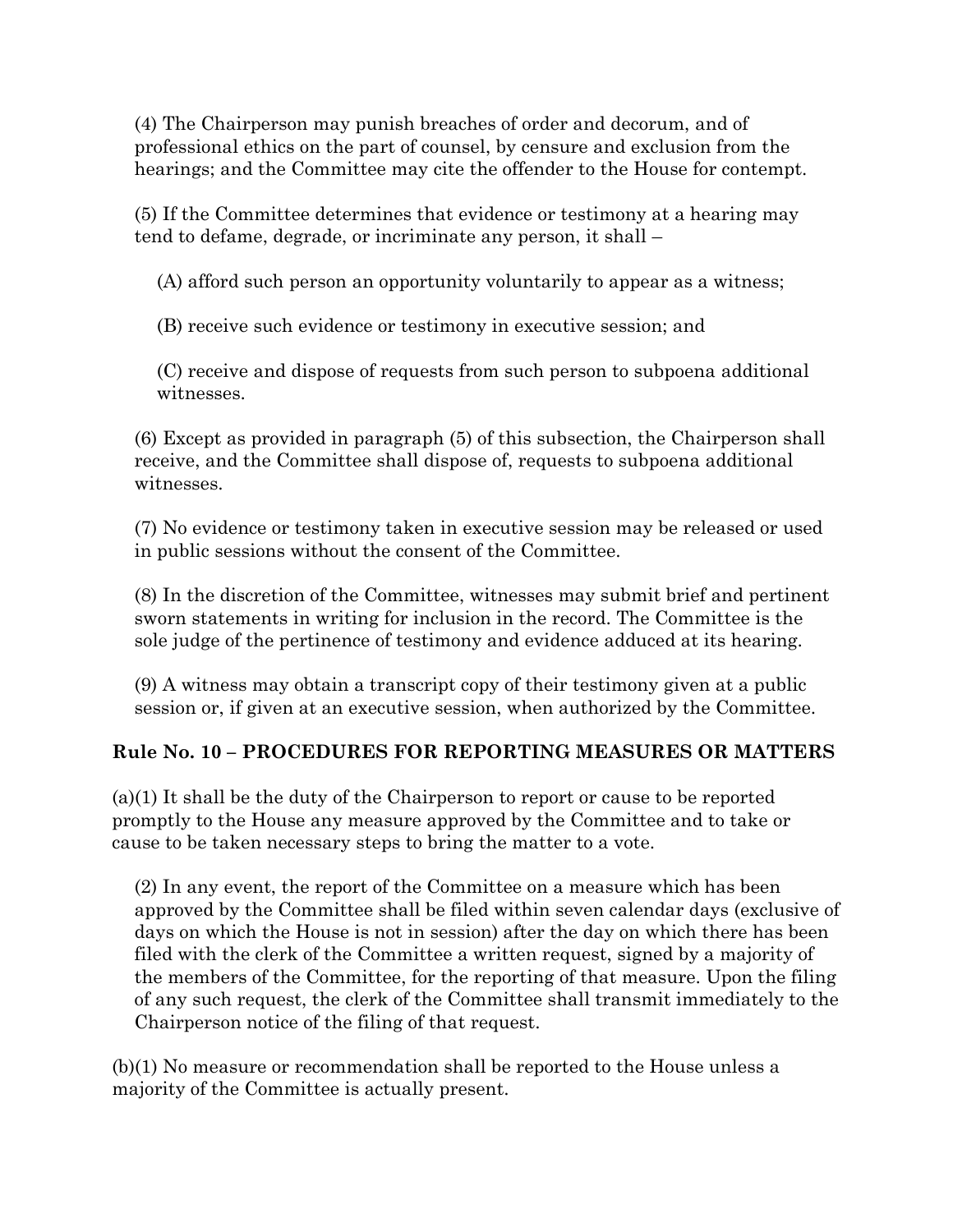(4) The Chairperson may punish breaches of order and decorum, and of professional ethics on the part of counsel, by censure and exclusion from the hearings; and the Committee may cite the offender to the House for contempt.

(5) If the Committee determines that evidence or testimony at a hearing may tend to defame, degrade, or incriminate any person, it shall –

(A) afford such person an opportunity voluntarily to appear as a witness;

(B) receive such evidence or testimony in executive session; and

(C) receive and dispose of requests from such person to subpoena additional witnesses.

(6) Except as provided in paragraph (5) of this subsection, the Chairperson shall receive, and the Committee shall dispose of, requests to subpoena additional witnesses.

(7) No evidence or testimony taken in executive session may be released or used in public sessions without the consent of the Committee.

(8) In the discretion of the Committee, witnesses may submit brief and pertinent sworn statements in writing for inclusion in the record. The Committee is the sole judge of the pertinence of testimony and evidence adduced at its hearing.

(9) A witness may obtain a transcript copy of their testimony given at a public session or, if given at an executive session, when authorized by the Committee.

## Rule No. 10 – PROCEDURES FOR REPORTING MEASURES OR MATTERS

(a)(1) It shall be the duty of the Chairperson to report or cause to be reported promptly to the House any measure approved by the Committee and to take or cause to be taken necessary steps to bring the matter to a vote.

(2) In any event, the report of the Committee on a measure which has been approved by the Committee shall be filed within seven calendar days (exclusive of days on which the House is not in session) after the day on which there has been filed with the clerk of the Committee a written request, signed by a majority of the members of the Committee, for the reporting of that measure. Upon the filing of any such request, the clerk of the Committee shall transmit immediately to the Chairperson notice of the filing of that request.

(b)(1) No measure or recommendation shall be reported to the House unless a majority of the Committee is actually present.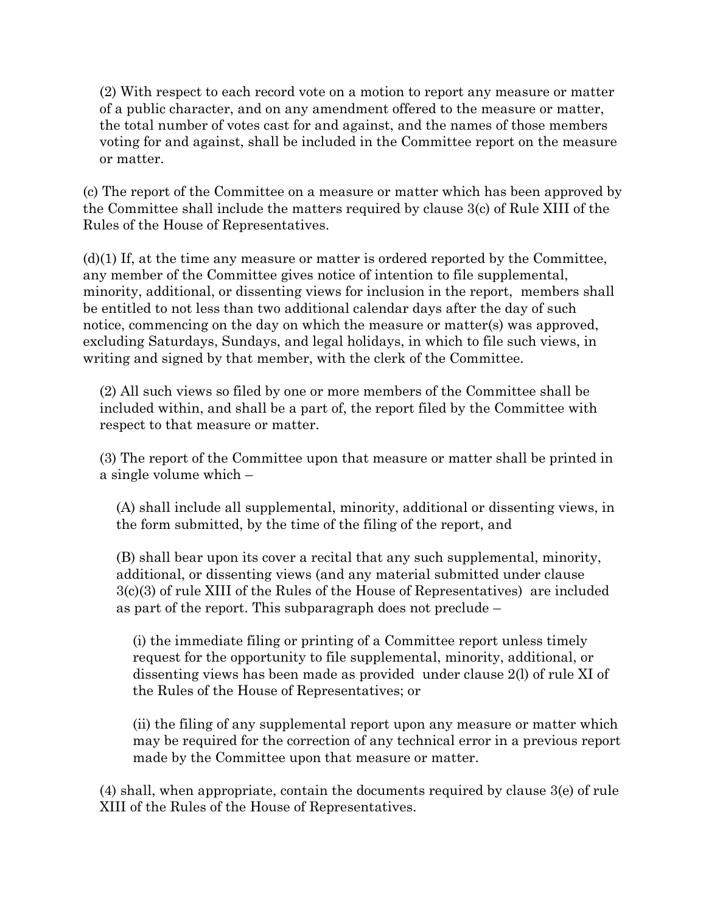(2) With respect to each record vote on a motion to report any measure or matter of a public character, and on any amendment offered to the measure or matter, the total number of votes cast for and against, and the names of those members voting for and against, shall be included in the Committee report on the measure or matter.

(c) The report of the Committee on a measure or matter which has been approved by the Committee shall include the matters required by clause 3(c) of Rule XIII of the Rules of the House of Representatives.

(d)(1) If, at the time any measure or matter is ordered reported by the Committee, any member of the Committee gives notice of intention to file supplemental, minority, additional, or dissenting views for inclusion in the report, members shall be entitled to not less than two additional calendar days after the day of such notice, commencing on the day on which the measure or matter(s) was approved, excluding Saturdays, Sundays, and legal holidays, in which to file such views, in writing and signed by that member, with the clerk of the Committee.

(2) All such views so filed by one or more members of the Committee shall be included within, and shall be a part of, the report filed by the Committee with respect to that measure or matter.

(3) The report of the Committee upon that measure or matter shall be printed in a single volume which –

(A) shall include all supplemental, minority, additional or dissenting views, in the form submitted, by the time of the filing of the report, and

(B) shall bear upon its cover a recital that any such supplemental, minority, additional, or dissenting views (and any material submitted under clause 3(c)(3) of rule XIII of the Rules of the House of Representatives) are included as part of the report. This subparagraph does not preclude –

(i) the immediate filing or printing of a Committee report unless timely request for the opportunity to file supplemental, minority, additional, or dissenting views has been made as provided under clause 2(l) of rule XI of the Rules of the House of Representatives; or

(ii) the filing of any supplemental report upon any measure or matter which may be required for the correction of any technical error in a previous report made by the Committee upon that measure or matter.

(4) shall, when appropriate, contain the documents required by clause 3(e) of rule XIII of the Rules of the House of Representatives.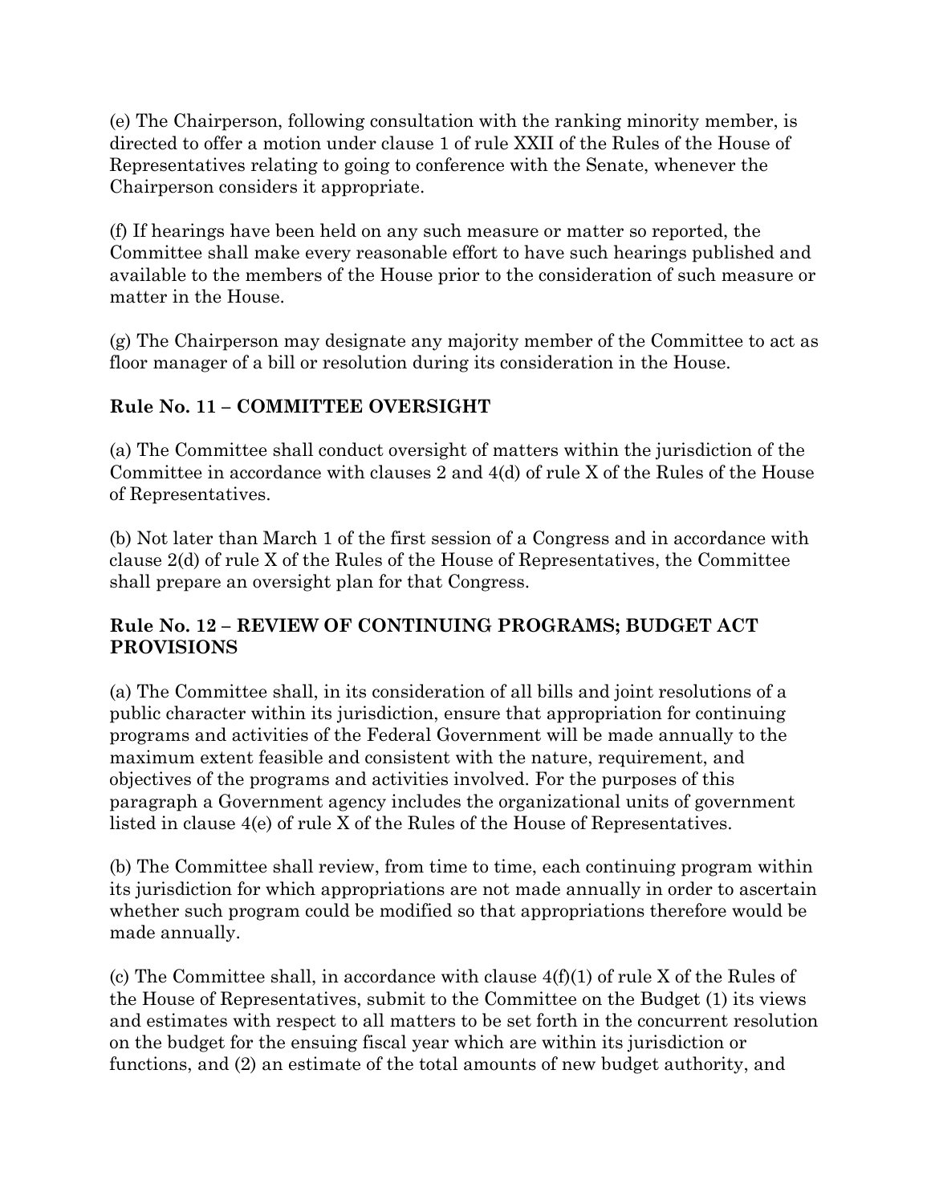(e) The Chairperson, following consultation with the ranking minority member, is directed to offer a motion under clause 1 of rule XXII of the Rules of the House of Representatives relating to going to conference with the Senate, whenever the Chairperson considers it appropriate.

(f) If hearings have been held on any such measure or matter so reported, the Committee shall make every reasonable effort to have such hearings published and available to the members of the House prior to the consideration of such measure or matter in the House.

(g) The Chairperson may designate any majority member of the Committee to act as floor manager of a bill or resolution during its consideration in the House.

## Rule No. 11 – COMMITTEE OVERSIGHT

(a) The Committee shall conduct oversight of matters within the jurisdiction of the Committee in accordance with clauses 2 and 4(d) of rule X of the Rules of the House of Representatives.

(b) Not later than March 1 of the first session of a Congress and in accordance with clause 2(d) of rule X of the Rules of the House of Representatives, the Committee shall prepare an oversight plan for that Congress.

## Rule No. 12 – REVIEW OF CONTINUING PROGRAMS; BUDGET ACT PROVISIONS

(a) The Committee shall, in its consideration of all bills and joint resolutions of a public character within its jurisdiction, ensure that appropriation for continuing programs and activities of the Federal Government will be made annually to the maximum extent feasible and consistent with the nature, requirement, and objectives of the programs and activities involved. For the purposes of this paragraph a Government agency includes the organizational units of government listed in clause 4(e) of rule X of the Rules of the House of Representatives.

(b) The Committee shall review, from time to time, each continuing program within its jurisdiction for which appropriations are not made annually in order to ascertain whether such program could be modified so that appropriations therefore would be made annually.

(c) The Committee shall, in accordance with clause 4(f)(1) of rule X of the Rules of the House of Representatives, submit to the Committee on the Budget (1) its views and estimates with respect to all matters to be set forth in the concurrent resolution on the budget for the ensuing fiscal year which are within its jurisdiction or functions, and (2) an estimate of the total amounts of new budget authority, and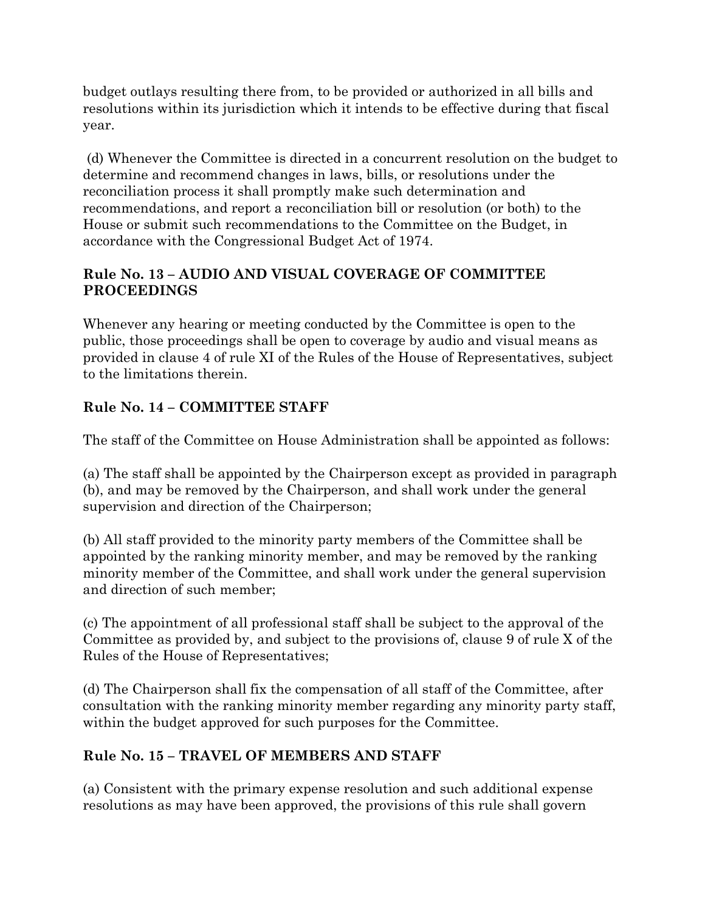budget outlays resulting there from, to be provided or authorized in all bills and resolutions within its jurisdiction which it intends to be effective during that fiscal year.

(d) Whenever the Committee is directed in a concurrent resolution on the budget to determine and recommend changes in laws, bills, or resolutions under the reconciliation process it shall promptly make such determination and recommendations, and report a reconciliation bill or resolution (or both) to the House or submit such recommendations to the Committee on the Budget, in accordance with the Congressional Budget Act of 1974.

### Rule No. 13 – AUDIO AND VISUAL COVERAGE OF COMMITTEE PROCEEDINGS

Whenever any hearing or meeting conducted by the Committee is open to the public, those proceedings shall be open to coverage by audio and visual means as provided in clause 4 of rule XI of the Rules of the House of Representatives, subject to the limitations therein.

### Rule No. 14 – COMMITTEE STAFF

The staff of the Committee on House Administration shall be appointed as follows:

(a) The staff shall be appointed by the Chairperson except as provided in paragraph (b), and may be removed by the Chairperson, and shall work under the general supervision and direction of the Chairperson;

(b) All staff provided to the minority party members of the Committee shall be appointed by the ranking minority member, and may be removed by the ranking minority member of the Committee, and shall work under the general supervision and direction of such member;

(c) The appointment of all professional staff shall be subject to the approval of the Committee as provided by, and subject to the provisions of, clause 9 of rule X of the Rules of the House of Representatives;

(d) The Chairperson shall fix the compensation of all staff of the Committee, after consultation with the ranking minority member regarding any minority party staff, within the budget approved for such purposes for the Committee.

### Rule No. 15 – TRAVEL OF MEMBERS AND STAFF

(a) Consistent with the primary expense resolution and such additional expense resolutions as may have been approved, the provisions of this rule shall govern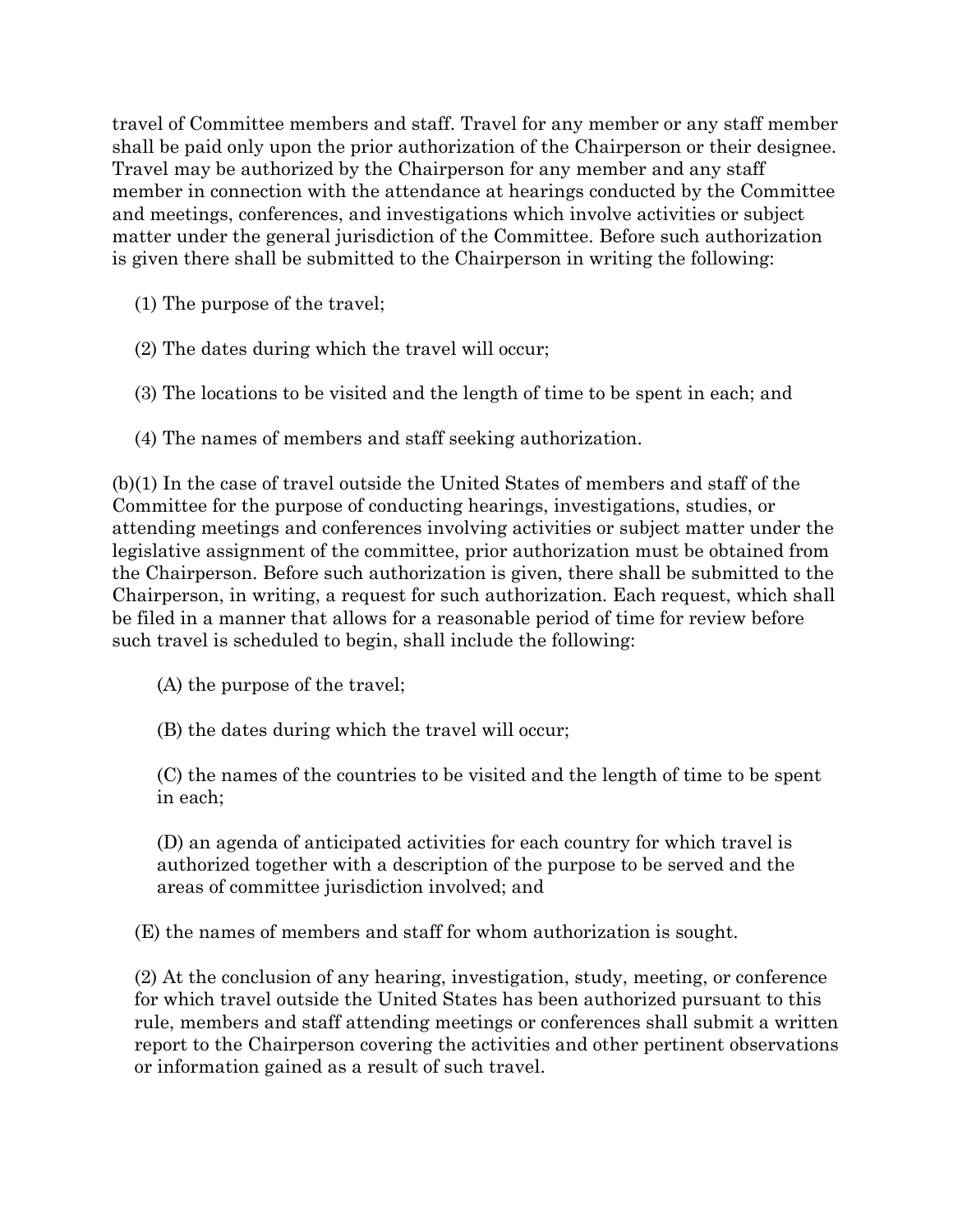travel of Committee members and staff. Travel for any member or any staff member shall be paid only upon the prior authorization of the Chairperson or their designee. Travel may be authorized by the Chairperson for any member and any staff member in connection with the attendance at hearings conducted by the Committee and meetings, conferences, and investigations which involve activities or subject matter under the general jurisdiction of the Committee. Before such authorization is given there shall be submitted to the Chairperson in writing the following:

(1) The purpose of the travel;

(2) The dates during which the travel will occur;

(3) The locations to be visited and the length of time to be spent in each; and

(4) The names of members and staff seeking authorization.

(b)(1) In the case of travel outside the United States of members and staff of the Committee for the purpose of conducting hearings, investigations, studies, or attending meetings and conferences involving activities or subject matter under the legislative assignment of the committee, prior authorization must be obtained from the Chairperson. Before such authorization is given, there shall be submitted to the Chairperson, in writing, a request for such authorization. Each request, which shall be filed in a manner that allows for a reasonable period of time for review before such travel is scheduled to begin, shall include the following:

(A) the purpose of the travel;

(B) the dates during which the travel will occur;

(C) the names of the countries to be visited and the length of time to be spent in each;

(D) an agenda of anticipated activities for each country for which travel is authorized together with a description of the purpose to be served and the areas of committee jurisdiction involved; and

(E) the names of members and staff for whom authorization is sought.

(2) At the conclusion of any hearing, investigation, study, meeting, or conference for which travel outside the United States has been authorized pursuant to this rule, members and staff attending meetings or conferences shall submit a written report to the Chairperson covering the activities and other pertinent observations or information gained as a result of such travel.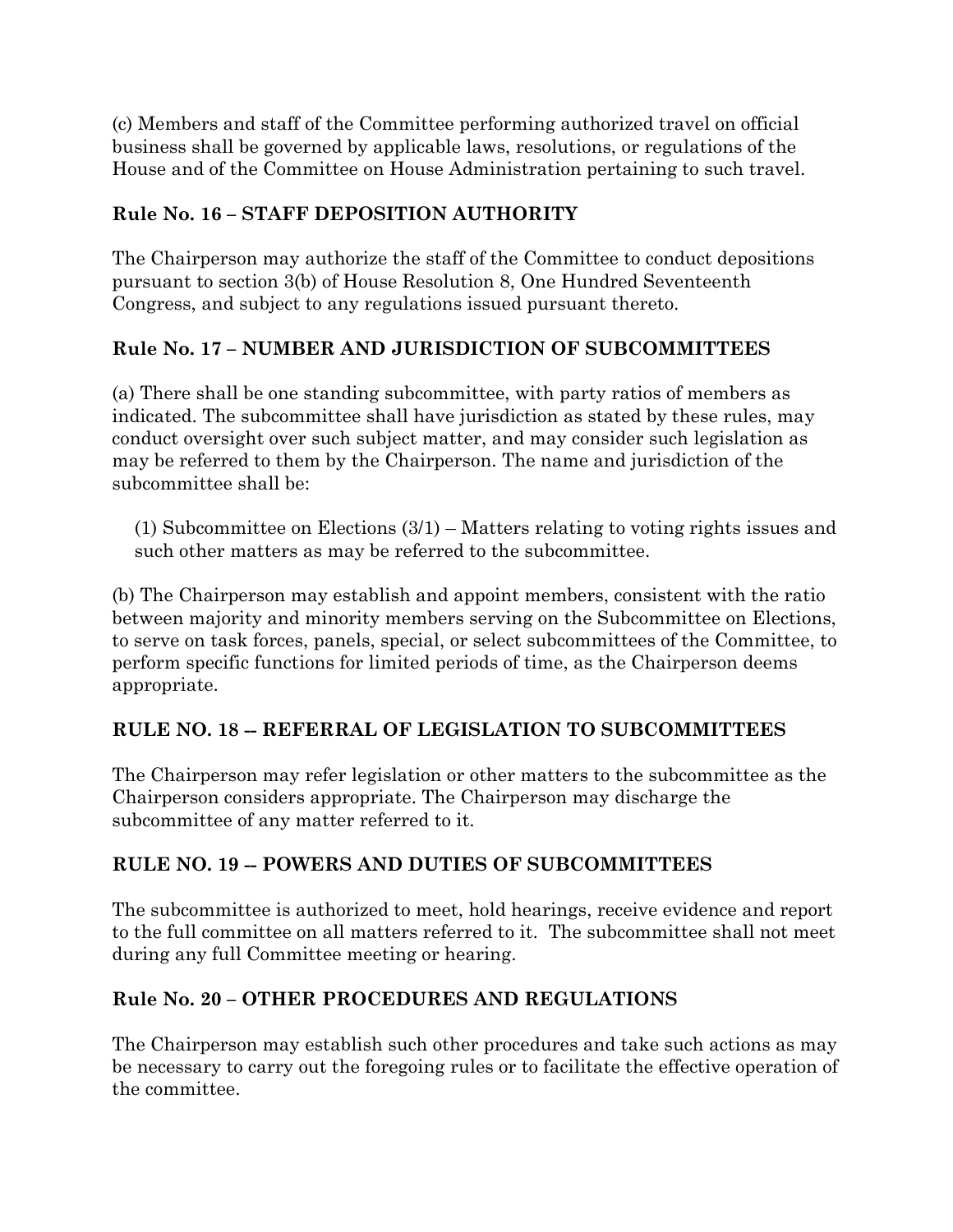(c) Members and staff of the Committee performing authorized travel on official business shall be governed by applicable laws, resolutions, or regulations of the House and of the Committee on House Administration pertaining to such travel.

**Rule No. 16 – STAFF DEPOSITION AUTHORITY**

The Chairperson may authorize the staff of the Committee to conduct depositions pursuant to section 3(b) of House Resolution 8, One Hundred Seventeenth Congress, and subject to any regulations issued pursuant thereto.

**Rule No. 17 – NUMBER AND JURISDICTION OF SUBCOMMITTEES**

(a) There shall be one standing subcommittee, with party ratios of members as indicated. The subcommittee shall have jurisdiction as stated by these rules, may conduct oversight over such subject matter, and may consider such legislation as may be referred to them by the Chairperson. The name and jurisdiction of the subcommittee shall be:

(1) Subcommittee on Elections (3/1) – Matters relating to voting rights issues and such other matters as may be referred to the subcommittee.

(b) The Chairperson may establish and appoint members, consistent with the ratio between majority and minority members serving on the Subcommittee on Elections, to serve on task forces, panels, special, or select subcommittees of the Committee, to perform specific functions for limited periods of time, as the Chairperson deems appropriate.

**RULE NO. 18 -- REFERRAL OF LEGISLATION TO SUBCOMMITTEES**

The Chairperson may refer legislation or other matters to the subcommittee as the Chairperson considers appropriate. The Chairperson may discharge the subcommittee of any matter referred to it.

**RULE NO. 19 -- POWERS AND DUTIES OF SUBCOMMITTEES**

The subcommittee is authorized to meet, hold hearings, receive evidence and report to the full committee on all matters referred to it. The subcommittee shall not meet during any full Committee meeting or hearing.

**Rule No. 20 – OTHER PROCEDURES AND REGULATIONS**

The Chairperson may establish such other procedures and take such actions as may be necessary to carry out the foregoing rules or to facilitate the effective operation of the committee.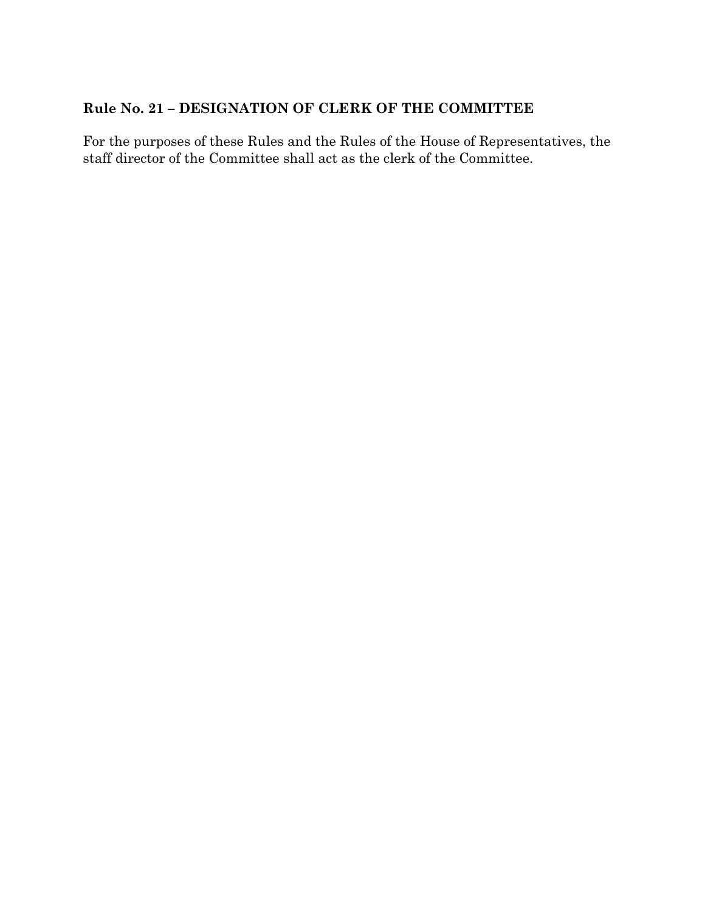**Rule No. 21 – DESIGNATION OF CLERK OF THE COMMITTEE**

For the purposes of these Rules and the Rules of the House of Representatives, the staff director of the Committee shall act as the clerk of the Committee.